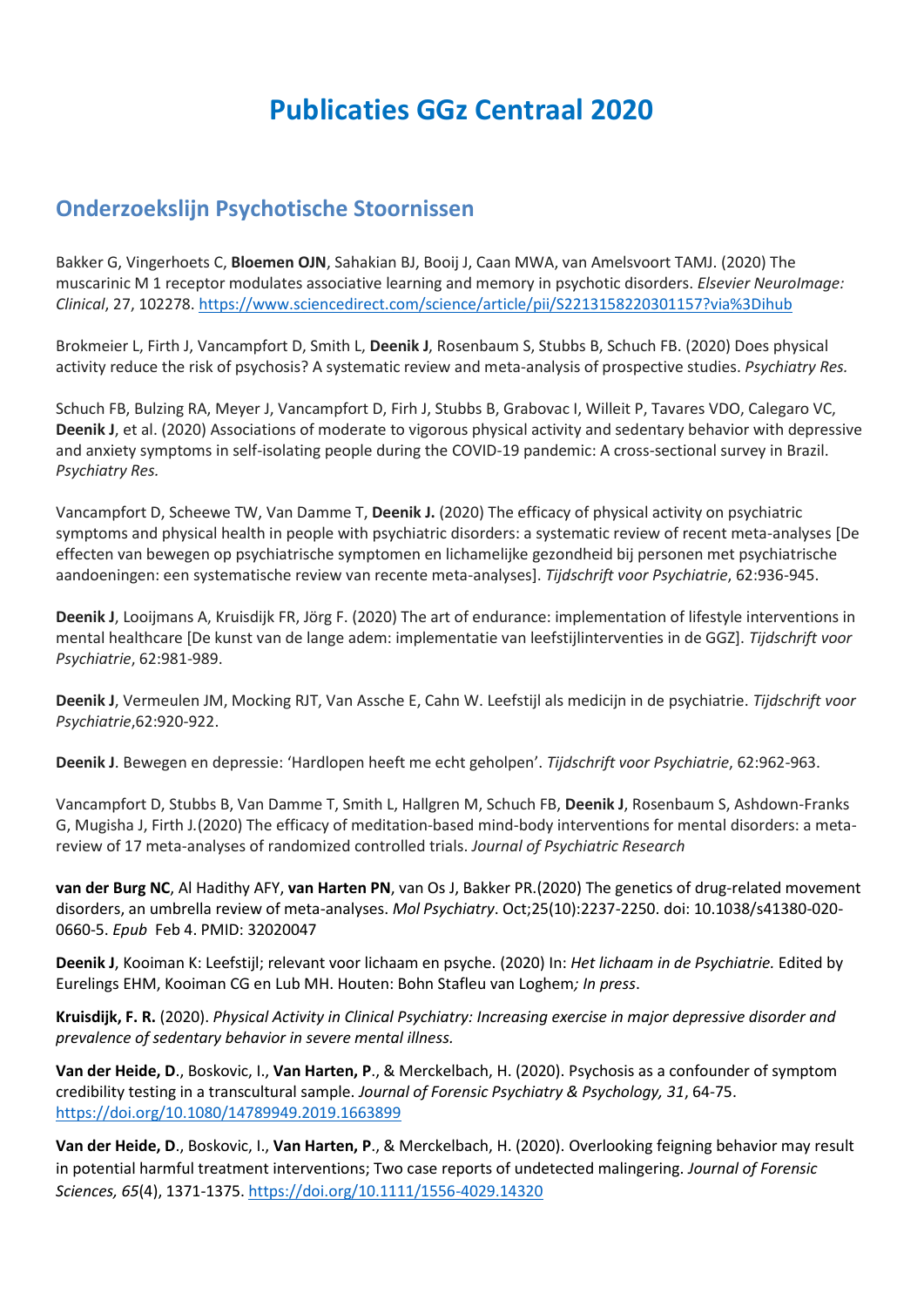# Publicaties GGz Centraal 2020

## Onderzoekslijn Psychotische Stoornissen

Bakker G, Vingerhoets C, **Bloemen OJN**, Sahakian BJ, Booij J, Caan MWA, van Amelsvoort TAMJ. (2020) The muscarinic M 1 receptor modulates associative learning and memory in psychotic disorders. *Elsevier NeuroImage: Clinical*, 27, 102278. https://www.sciencedirect.com/science/article/pii/S2213158220301157?via%3Dihub

Brokmeier L, Firth J, Vancampfort D, Smith L, **Deenik J**, Rosenbaum S, Stubbs B, Schuch FB. (2020) Does physical activity reduce the risk of psychosis? A systematic review and meta-analysis of prospective studies. *Psychiatry Res.*

Schuch FB, Bulzing RA, Meyer J, Vancampfort D, Firh J, Stubbs B, Grabovac I, Willeit P, Tavares VDO, Calegaro VC, **Deenik J**, et al. (2020) Associations of moderate to vigorous physical activity and sedentary behavior with depressive and anxiety symptoms in self-isolating people during the COVID-19 pandemic: A cross-sectional survey in Brazil. *Psychiatry Res.*

Vancampfort D, Scheewe TW, Van Damme T, **Deenik J.** (2020) The efficacy of physical activity on psychiatric symptoms and physical health in people with psychiatric disorders: a systematic review of recent meta-analyses [De effecten van bewegen op psychiatrische symptomen en lichamelijke gezondheid bij personen met psychiatrische aandoeningen: een systematische review van recente meta-analyses]. *Tijdschrift voor Psychiatrie*, 62:936-945.

**Deenik J**, Looijmans A, Kruisdijk FR, Jörg F. (2020) The art of endurance: implementation of lifestyle interventions in mental healthcare [De kunst van de lange adem: implementatie van leefstijlinterventies in de GGZ]. *Tijdschrift voor Psychiatrie*, 62:981-989.

**Deenik J**, Vermeulen JM, Mocking RJT, Van Assche E, Cahn W. Leefstijl als medicijn in de psychiatrie. *Tijdschrift voor Psychiatrie*,62:920-922.

**Deenik J**. Bewegen en depressie: 'Hardlopen heeft me echt geholpen'. *Tijdschrift voor Psychiatrie*, 62:962-963.

Vancampfort D, Stubbs B, Van Damme T, Smith L, Hallgren M, Schuch FB, **Deenik J**, Rosenbaum S, Ashdown-Franks G, Mugisha J, Firth J.(2020) The efficacy of meditation-based mind-body interventions for mental disorders: a meta-review of 17 meta-analyses of randomized controlled trials. *Journal of Psychiatric Research*

**van der Burg NC**, Al Hadithy AFY, **van Harten PN**, van Os J, Bakker PR.(2020) The genetics of drug-related movement disorders, an umbrella review of meta-analyses. *Mol Psychiatry*. Oct;25(10):2237-2250. doi: 10.1038/s41380-020-0660-5. *Epub* Feb 4. PMID: 32020047

**Deenik J**, Kooiman K: Leefstijl; relevant voor lichaam en psyche. (2020) In: *Het lichaam in de Psychiatrie.* Edited by Eurelings EHM, Kooiman CG en Lub MH. Houten: Bohn Stafleu van Loghem*; In press*.

**Kruisdijk, F. R.** (2020). *Physical Activity in Clinical Psychiatry: Increasing exercise in major depressive disorder and prevalence of sedentary behavior in severe mental illness.*

**Van der Heide, D**., Boskovic, I., **Van Harten, P**., & Merckelbach, H. (2020). Psychosis as a confounder of symptom credibility testing in a transcultural sample. *Journal of Forensic Psychiatry & Psychology, 31*, 64-75. https://doi.org/10.1080/14789949.2019.1663899

**Van der Heide, D**., Boskovic, I., **Van Harten, P**., & Merckelbach, H. (2020). Overlooking feigning behavior may result in potential harmful treatment interventions; Two case reports of undetected malingering. *Journal of Forensic Sciences, 65*(4), 1371-1375. https://doi.org/10.1111/1556-4029.14320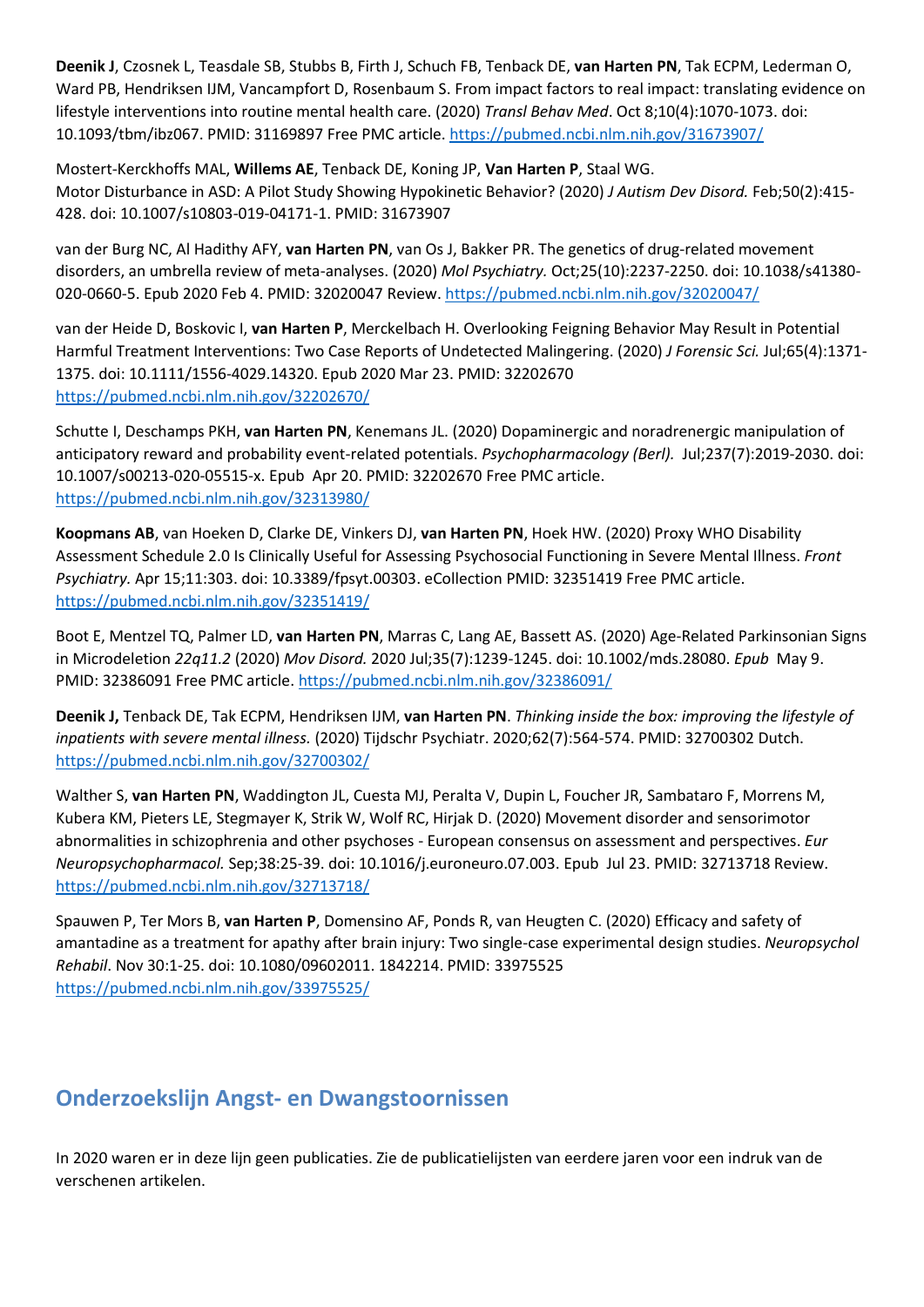**Deenik J**, Czosnek L, Teasdale SB, Stubbs B, Firth J, Schuch FB, Tenback DE, **van Harten PN**, Tak ECPM, Lederman O, Ward PB, Hendriksen IJM, Vancampfort D, Rosenbaum S. From impact factors to real impact: translating evidence on lifestyle interventions into routine mental health care. (2020) *Transl Behav Med*. Oct 8;10(4):1070-1073. doi: 10.1093/tbm/ibz067. PMID: 31169897 Free PMC article. https://pubmed.ncbi.nlm.nih.gov/31673907/

Mostert-Kerckhoffs MAL, **Willems AE**, Tenback DE, Koning JP, **Van Harten P**, Staal WG. Motor Disturbance in ASD: A Pilot Study Showing Hypokinetic Behavior? (2020) *J Autism Dev Disord.* Feb;50(2):415-428. doi: 10.1007/s10803-019-04171-1. PMID: 31673907

van der Burg NC, Al Hadithy AFY, **van Harten PN**, van Os J, Bakker PR. The genetics of drug-related movement disorders, an umbrella review of meta-analyses. (2020) *Mol Psychiatry.* Oct;25(10):2237-2250. doi: 10.1038/s41380-020-0660-5. Epub 2020 Feb 4. PMID: 32020047 Review. https://pubmed.ncbi.nlm.nih.gov/32020047/

van der Heide D, Boskovic I, **van Harten P**, Merckelbach H. Overlooking Feigning Behavior May Result in Potential Harmful Treatment Interventions: Two Case Reports of Undetected Malingering. (2020) *J Forensic Sci.* Jul;65(4):1371-1375. doi: 10.1111/1556-4029.14320. Epub 2020 Mar 23. PMID: 32202670 https://pubmed.ncbi.nlm.nih.gov/32202670/

Schutte I, Deschamps PKH, **van Harten PN**, Kenemans JL. (2020) Dopaminergic and noradrenergic manipulation of anticipatory reward and probability event-related potentials. *Psychopharmacology (Berl).* Jul;237(7):2019-2030. doi: 10.1007/s00213-020-05515-x. Epub Apr 20. PMID: 32202670 Free PMC article. https://pubmed.ncbi.nlm.nih.gov/32313980/

**Koopmans AB**, van Hoeken D, Clarke DE, Vinkers DJ, **van Harten PN**, Hoek HW. (2020) Proxy WHO Disability Assessment Schedule 2.0 Is Clinically Useful for Assessing Psychosocial Functioning in Severe Mental Illness. *Front Psychiatry.* Apr 15;11:303. doi: 10.3389/fpsyt.00303. eCollection PMID: 32351419 Free PMC article. https://pubmed.ncbi.nlm.nih.gov/32351419/

Boot E, Mentzel TQ, Palmer LD, **van Harten PN**, Marras C, Lang AE, Bassett AS. (2020) Age-Related Parkinsonian Signs in Microdeletion *22q11.2* (2020) *Mov Disord.* 2020 Jul;35(7):1239-1245. doi: 10.1002/mds.28080. *Epub* May 9. PMID: 32386091 Free PMC article. https://pubmed.ncbi.nlm.nih.gov/32386091/

**Deenik J,** Tenback DE, Tak ECPM, Hendriksen IJM, **van Harten PN**. *Thinking inside the box: improving the lifestyle of inpatients with severe mental illness.* (2020) Tijdschr Psychiatr. 2020;62(7):564-574. PMID: 32700302 Dutch. https://pubmed.ncbi.nlm.nih.gov/32700302/

Walther S, **van Harten PN**, Waddington JL, Cuesta MJ, Peralta V, Dupin L, Foucher JR, Sambataro F, Morrens M, Kubera KM, Pieters LE, Stegmayer K, Strik W, Wolf RC, Hirjak D. (2020) Movement disorder and sensorimotor abnormalities in schizophrenia and other psychoses - European consensus on assessment and perspectives. *Eur Neuropsychopharmacol.* Sep;38:25-39. doi: 10.1016/j.euroneuro.07.003. Epub Jul 23. PMID: 32713718 Review. https://pubmed.ncbi.nlm.nih.gov/32713718/

Spauwen P, Ter Mors B, **van Harten P**, Domensino AF, Ponds R, van Heugten C. (2020) Efficacy and safety of amantadine as a treatment for apathy after brain injury: Two single-case experimental design studies. *Neuropsychol Rehabil*. Nov 30:1-25. doi: 10.1080/09602011. 1842214. PMID: 33975525 https://pubmed.ncbi.nlm.nih.gov/33975525/

## Onderzoekslijn Angst- en Dwangstoornissen

In 2020 waren er in deze lijn geen publicaties. Zie de publicatielijsten van eerdere jaren voor een indruk van de verschenen artikelen.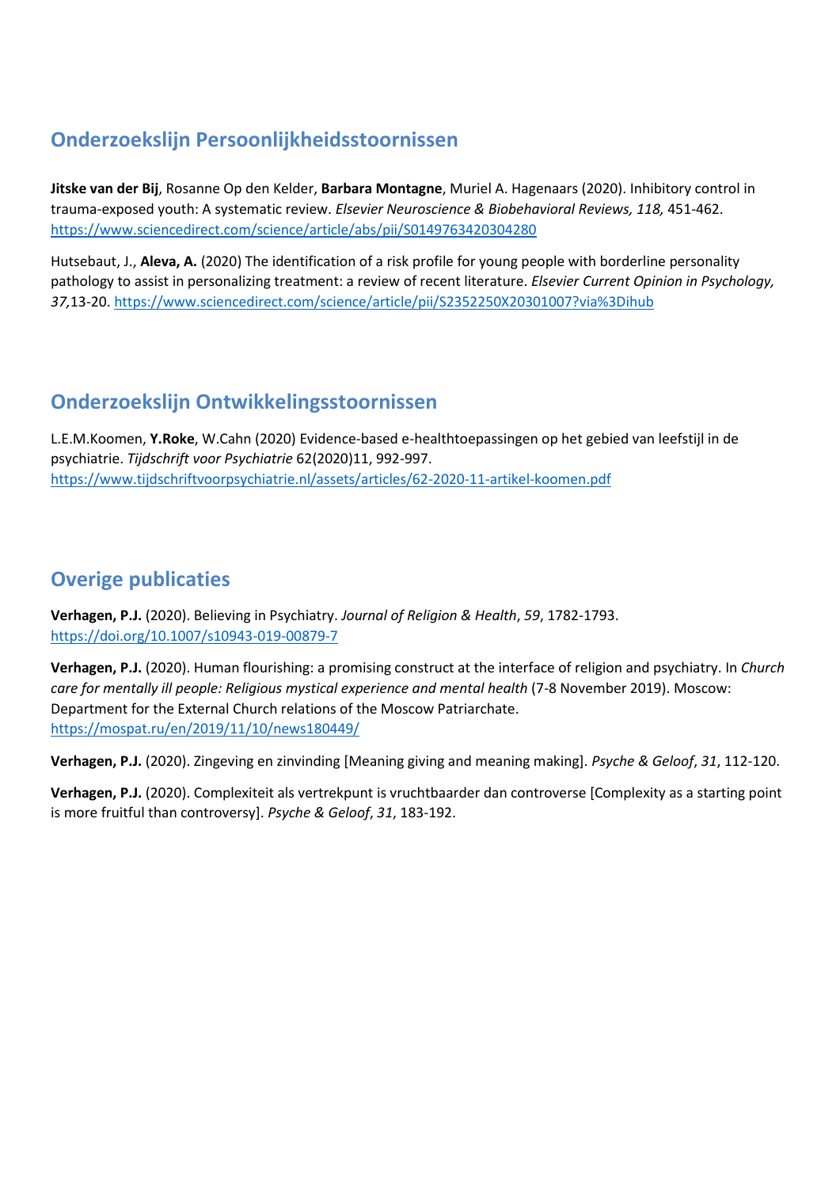## Onderzoekslijn Persoonlijkheidsstoornissen

**Jitske van der Bij**, Rosanne Op den Kelder, **Barbara Montagne**, Muriel A. Hagenaars (2020). Inhibitory control in trauma-exposed youth: A systematic review. *Elsevier Neuroscience & Biobehavioral Reviews, 118,* 451-462. https://www.sciencedirect.com/science/article/abs/pii/S0149763420304280

Hutsebaut, J., **Aleva, A.** (2020) The identification of a risk profile for young people with borderline personality pathology to assist in personalizing treatment: a review of recent literature. *Elsevier Current Opinion in Psychology, 37,*13-20. https://www.sciencedirect.com/science/article/pii/S2352250X20301007?via%3Dihub

## Onderzoekslijn Ontwikkelingsstoornissen

L.E.M.Koomen, **Y.Roke**, W.Cahn (2020) Evidence-based e-healthtoepassingen op het gebied van leefstijl in de psychiatrie. *Tijdschrift voor Psychiatrie* 62(2020)11, 992-997. https://www.tijdschriftvoorpsychiatrie.nl/assets/articles/62-2020-11-artikel-koomen.pdf

## Overige publicaties

**Verhagen, P.J.** (2020). Believing in Psychiatry. *Journal of Religion & Health*, *59*, 1782-1793. https://doi.org/10.1007/s10943-019-00879-7

**Verhagen, P.J.** (2020). Human flourishing: a promising construct at the interface of religion and psychiatry. In *Church care for mentally ill people: Religious mystical experience and mental health* (7-8 November 2019). Moscow: Department for the External Church relations of the Moscow Patriarchate. https://mospat.ru/en/2019/11/10/news180449/

**Verhagen, P.J.** (2020). Zingeving en zinvinding [Meaning giving and meaning making]. *Psyche & Geloof*, *31*, 112-120.

**Verhagen, P.J.** (2020). Complexiteit als vertrekpunt is vruchtbaarder dan controverse [Complexity as a starting point is more fruitful than controversy]. *Psyche & Geloof*, *31*, 183-192.